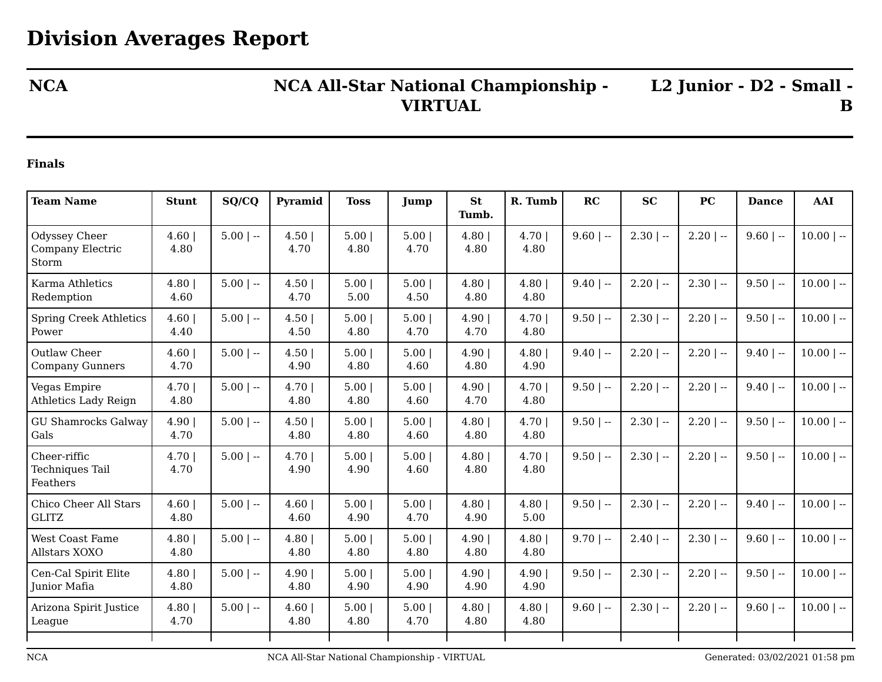# Division Averages Report

| NCA | NCA All-Star National Championship - VIRTUAL | L2 Junior - D2 - Small - B |
|---|---|---|

**Finals**

| Team Name | Stunt | SQ/CQ | Pyramid | Toss | Jump | St Tumb. | R. Tumb | RC | SC | PC | Dance | AAI |
|---|---|---|---|---|---|---|---|---|---|---|---|---|
| Odyssey Cheer Company Electric Storm | 4.60 \| 4.80 | 5.00 \| -- | 4.50 \| 4.70 | 5.00 \| 4.80 | 5.00 \| 4.70 | 4.80 \| 4.80 | 4.70 \| 4.80 | 9.60 \| -- | 2.30 \| -- | 2.20 \| -- | 9.60 \| -- | 10.00 \| -- |
| Karma Athletics Redemption | 4.80 \| 4.60 | 5.00 \| -- | 4.50 \| 4.70 | 5.00 \| 5.00 | 5.00 \| 4.50 | 4.80 \| 4.80 | 4.80 \| 4.80 | 9.40 \| -- | 2.20 \| -- | 2.30 \| -- | 9.50 \| -- | 10.00 \| -- |
| Spring Creek Athletics Power | 4.60 \| 4.40 | 5.00 \| -- | 4.50 \| 4.50 | 5.00 \| 4.80 | 5.00 \| 4.70 | 4.90 \| 4.70 | 4.70 \| 4.80 | 9.50 \| -- | 2.30 \| -- | 2.20 \| -- | 9.50 \| -- | 10.00 \| -- |
| Outlaw Cheer Company Gunners | 4.60 \| 4.70 | 5.00 \| -- | 4.50 \| 4.90 | 5.00 \| 4.80 | 5.00 \| 4.60 | 4.90 \| 4.80 | 4.80 \| 4.90 | 9.40 \| -- | 2.20 \| -- | 2.20 \| -- | 9.40 \| -- | 10.00 \| -- |
| Vegas Empire Athletics Lady Reign | 4.70 \| 4.80 | 5.00 \| -- | 4.70 \| 4.80 | 5.00 \| 4.80 | 5.00 \| 4.60 | 4.90 \| 4.70 | 4.70 \| 4.80 | 9.50 \| -- | 2.20 \| -- | 2.20 \| -- | 9.40 \| -- | 10.00 \| -- |
| GU Shamrocks Galway Gals | 4.90 \| 4.70 | 5.00 \| -- | 4.50 \| 4.80 | 5.00 \| 4.80 | 5.00 \| 4.60 | 4.80 \| 4.80 | 4.70 \| 4.80 | 9.50 \| -- | 2.30 \| -- | 2.20 \| -- | 9.50 \| -- | 10.00 \| -- |
| Cheer-riffic Techniques Tail Feathers | 4.70 \| 4.70 | 5.00 \| -- | 4.70 \| 4.90 | 5.00 \| 4.90 | 5.00 \| 4.60 | 4.80 \| 4.80 | 4.70 \| 4.80 | 9.50 \| -- | 2.30 \| -- | 2.20 \| -- | 9.50 \| -- | 10.00 \| -- |
| Chico Cheer All Stars GLITZ | 4.60 \| 4.80 | 5.00 \| -- | 4.60 \| 4.60 | 5.00 \| 4.90 | 5.00 \| 4.70 | 4.80 \| 4.90 | 4.80 \| 5.00 | 9.50 \| -- | 2.30 \| -- | 2.20 \| -- | 9.40 \| -- | 10.00 \| -- |
| West Coast Fame Allstars XOXO | 4.80 \| 4.80 | 5.00 \| -- | 4.80 \| 4.80 | 5.00 \| 4.80 | 5.00 \| 4.80 | 4.90 \| 4.80 | 4.80 \| 4.80 | 9.70 \| -- | 2.40 \| -- | 2.30 \| -- | 9.60 \| -- | 10.00 \| -- |
| Cen-Cal Spirit Elite Junior Mafia | 4.80 \| 4.80 | 5.00 \| -- | 4.90 \| 4.80 | 5.00 \| 4.90 | 5.00 \| 4.90 | 4.90 \| 4.90 | 4.90 \| 4.90 | 9.50 \| -- | 2.30 \| -- | 2.20 \| -- | 9.50 \| -- | 10.00 \| -- |
| Arizona Spirit Justice League | 4.80 \| 4.70 | 5.00 \| -- | 4.60 \| 4.80 | 5.00 \| 4.80 | 5.00 \| 4.70 | 4.80 \| 4.80 | 4.80 \| 4.80 | 9.60 \| -- | 2.30 \| -- | 2.20 \| -- | 9.60 \| -- | 10.00 \| -- |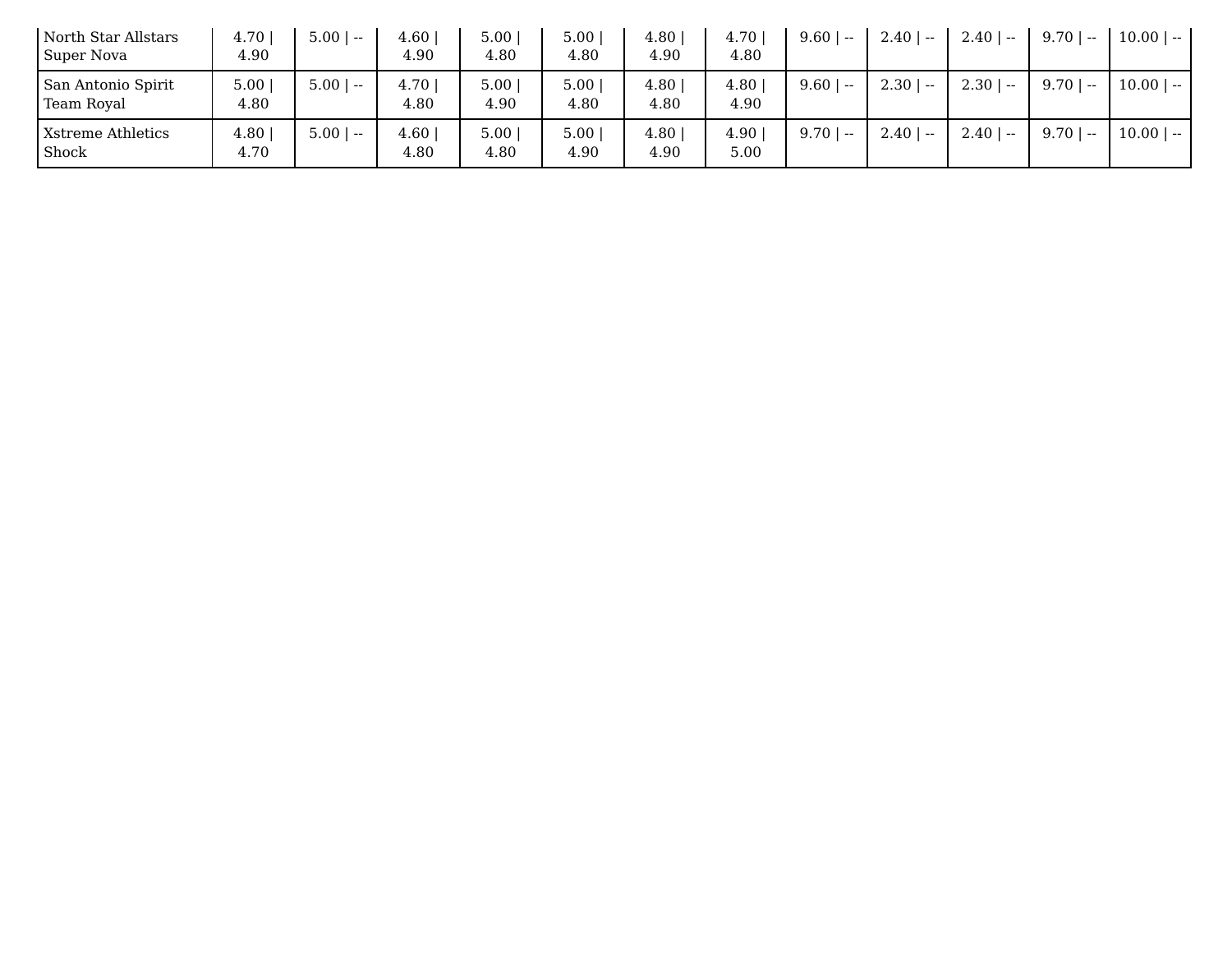| | | | | | | | | | | | | |
|---|---|---|---|---|---|---|---|---|---|---|---|---|
| North Star Allstars Super Nova | 4.70 \| 4.90 | 5.00 \| -- | 4.60 \| 4.90 | 5.00 \| 4.80 | 5.00 \| 4.80 | 4.80 \| 4.90 | 4.70 \| 4.80 | 9.60 \| -- | 2.40 \| -- | 2.40 \| -- | 9.70 \| -- | 10.00 \| -- |
| San Antonio Spirit Team Royal | 5.00 \| 4.80 | 5.00 \| -- | 4.70 \| 4.80 | 5.00 \| 4.90 | 5.00 \| 4.80 | 4.80 \| 4.80 | 4.80 \| 4.90 | 9.60 \| -- | 2.30 \| -- | 2.30 \| -- | 9.70 \| -- | 10.00 \| -- |
| Xstreme Athletics Shock | 4.80 \| 4.70 | 5.00 \| -- | 4.60 \| 4.80 | 5.00 \| 4.80 | 5.00 \| 4.90 | 4.80 \| 4.90 | 4.90 \| 5.00 | 9.70 \| -- | 2.40 \| -- | 2.40 \| -- | 9.70 \| -- | 10.00 \| -- |